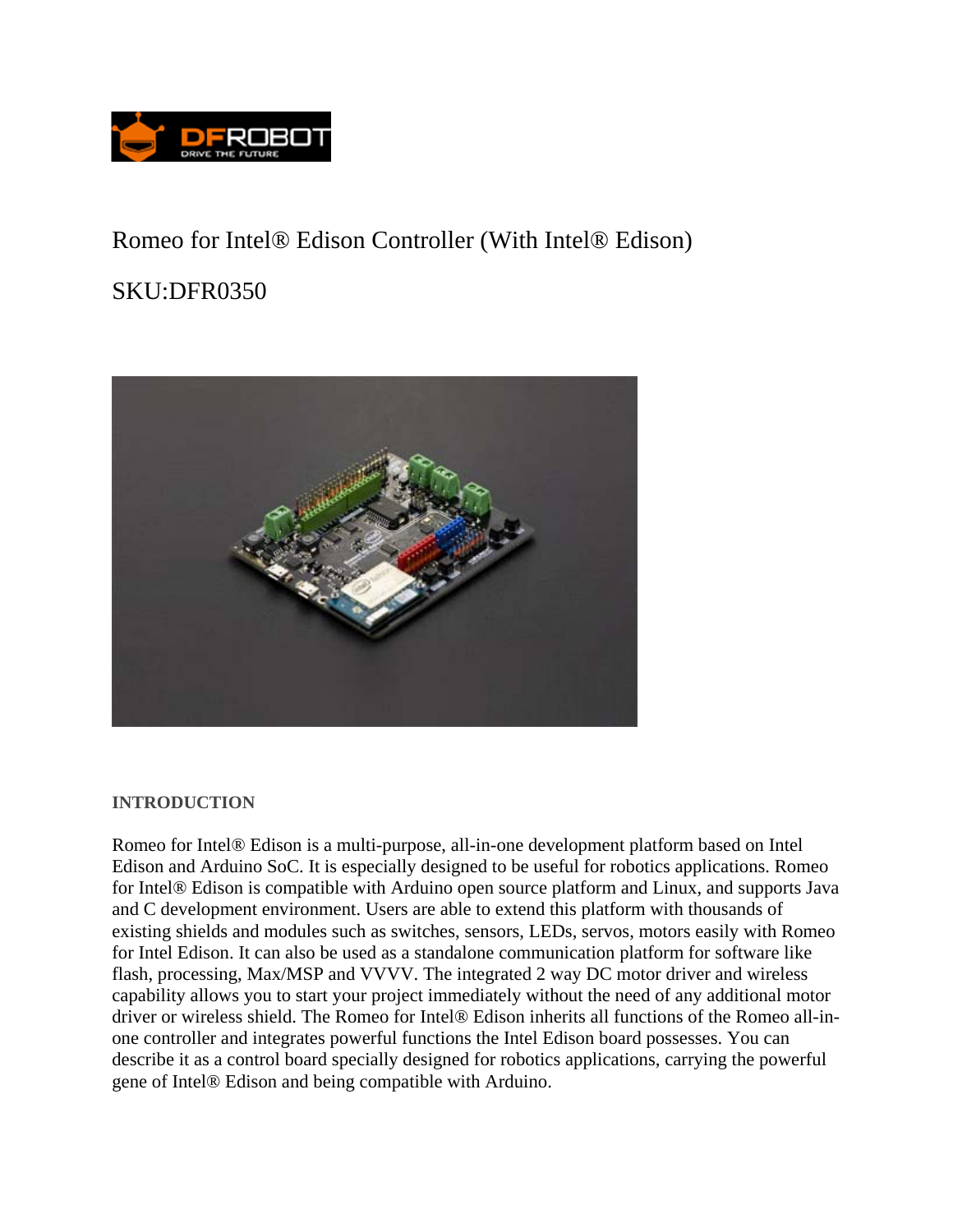Romeo for Intel® Edison Controller (With Intel® Edison)

SKU:DFR0350

**INTRODUCTION**

Romeo for Intel® Edison is a multi-purpose, all-in-one development platform based on Intel Edison and Arduino SoC. It is especially designed to be useful for robotics applications. Romeo for Intel® Edison is compatible with Arduino open source platform and Linux, and supports Java and C development environment. Users are able to extend this platform with thousands of existing shields and modules such as switches, sensors, LEDs, servos, motors easily with Romeo for Intel Edison. It can also be used as a standalone communication platform for software like flash, processing, Max/MSP and VVVV. The integrated 2 way DC motor driver and wireless capability allows you to start your project immediately without the need of any additional motor driver or wireless shield. The Romeo for Intel® Edison inherits all functions of the Romeo all-in-one controller and integrates powerful functions the Intel Edison board possesses. You can describe it as a control board specially designed for robotics applications, carrying the powerful gene of Intel® Edison and being compatible with Arduino.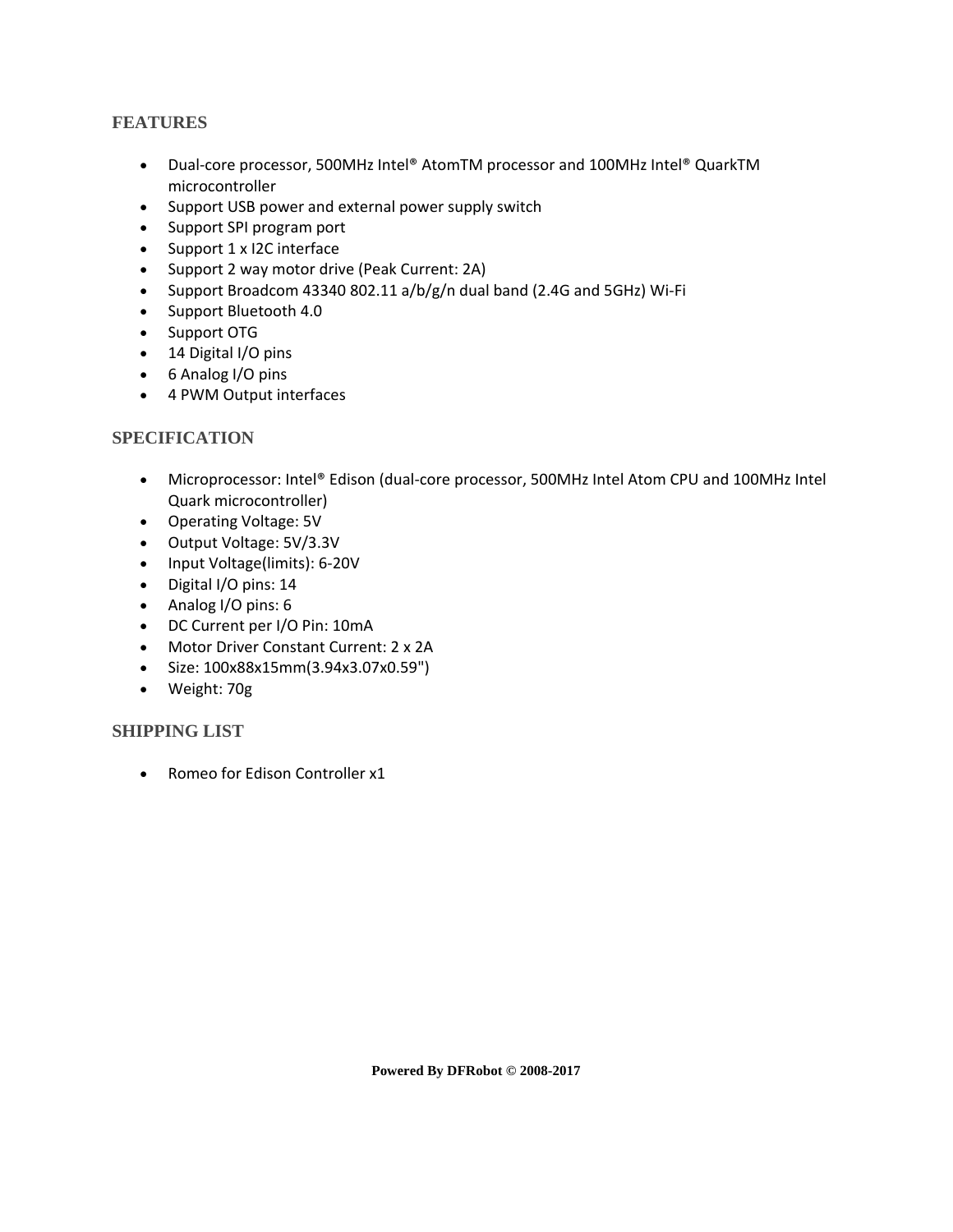## FEATURES

- Dual-core processor, 500MHz Intel® AtomTM processor and 100MHz Intel® QuarkTM microcontroller
- Support USB power and external power supply switch
- Support SPI program port
- Support 1 x I2C interface
- Support 2 way motor drive (Peak Current: 2A)
- Support Broadcom 43340 802.11 a/b/g/n dual band (2.4G and 5GHz) Wi-Fi
- Support Bluetooth 4.0
- Support OTG
- 14 Digital I/O pins
- 6 Analog I/O pins
- 4 PWM Output interfaces

## SPECIFICATION

- Microprocessor: Intel® Edison (dual-core processor, 500MHz Intel Atom CPU and 100MHz Intel Quark microcontroller)
- Operating Voltage: 5V
- Output Voltage: 5V/3.3V
- Input Voltage(limits): 6-20V
- Digital I/O pins: 14
- Analog I/O pins: 6
- DC Current per I/O Pin: 10mA
- Motor Driver Constant Current: 2 x 2A
- Size: 100x88x15mm(3.94x3.07x0.59")
- Weight: 70g

## SHIPPING LIST

- Romeo for Edison Controller x1